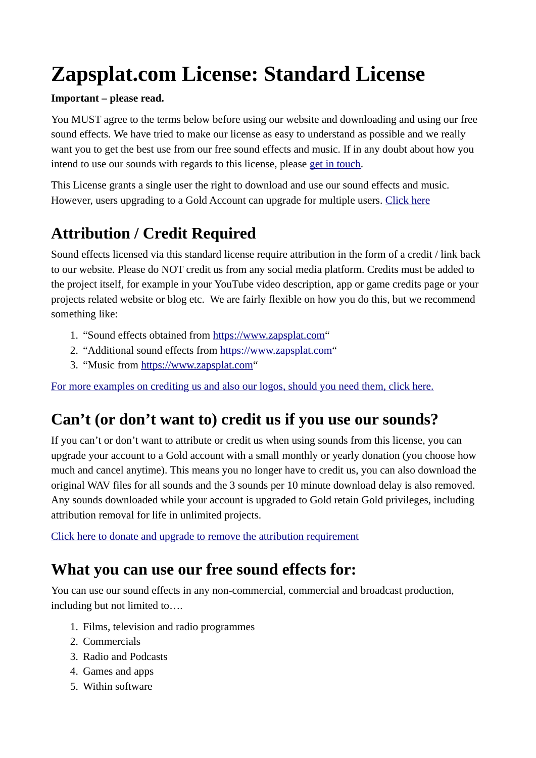# Zapsplat.com License: Standard License

**Important – please read.**

You MUST agree to the terms below before using our website and downloading and using our free sound effects. We have tried to make our license as easy to understand as possible and we really want you to get the best use from our free sound effects and music. If in any doubt about how you intend to use our sounds with regards to this license, please get in touch.

This License grants a single user the right to download and use our sound effects and music. However, users upgrading to a Gold Account can upgrade for multiple users. Click here

## Attribution / Credit Required

Sound effects licensed via this standard license require attribution in the form of a credit / link back to our website. Please do NOT credit us from any social media platform. Credits must be added to the project itself, for example in your YouTube video description, app or game credits page or your projects related website or blog etc.  We are fairly flexible on how you do this, but we recommend something like:

1. "Sound effects obtained from https://www.zapsplat.com"
2. "Additional sound effects from https://www.zapsplat.com"
3. "Music from https://www.zapsplat.com"

For more examples on crediting us and also our logos, should you need them, click here.

## Can't (or don't want to) credit us if you use our sounds?

If you can't or don't want to attribute or credit us when using sounds from this license, you can upgrade your account to a Gold account with a small monthly or yearly donation (you choose how much and cancel anytime). This means you no longer have to credit us, you can also download the original WAV files for all sounds and the 3 sounds per 10 minute download delay is also removed. Any sounds downloaded while your account is upgraded to Gold retain Gold privileges, including attribution removal for life in unlimited projects.

Click here to donate and upgrade to remove the attribution requirement

## What you can use our free sound effects for:

You can use our sound effects in any non-commercial, commercial and broadcast production, including but not limited to….

1. Films, television and radio programmes
2. Commercials
3. Radio and Podcasts
4. Games and apps
5. Within software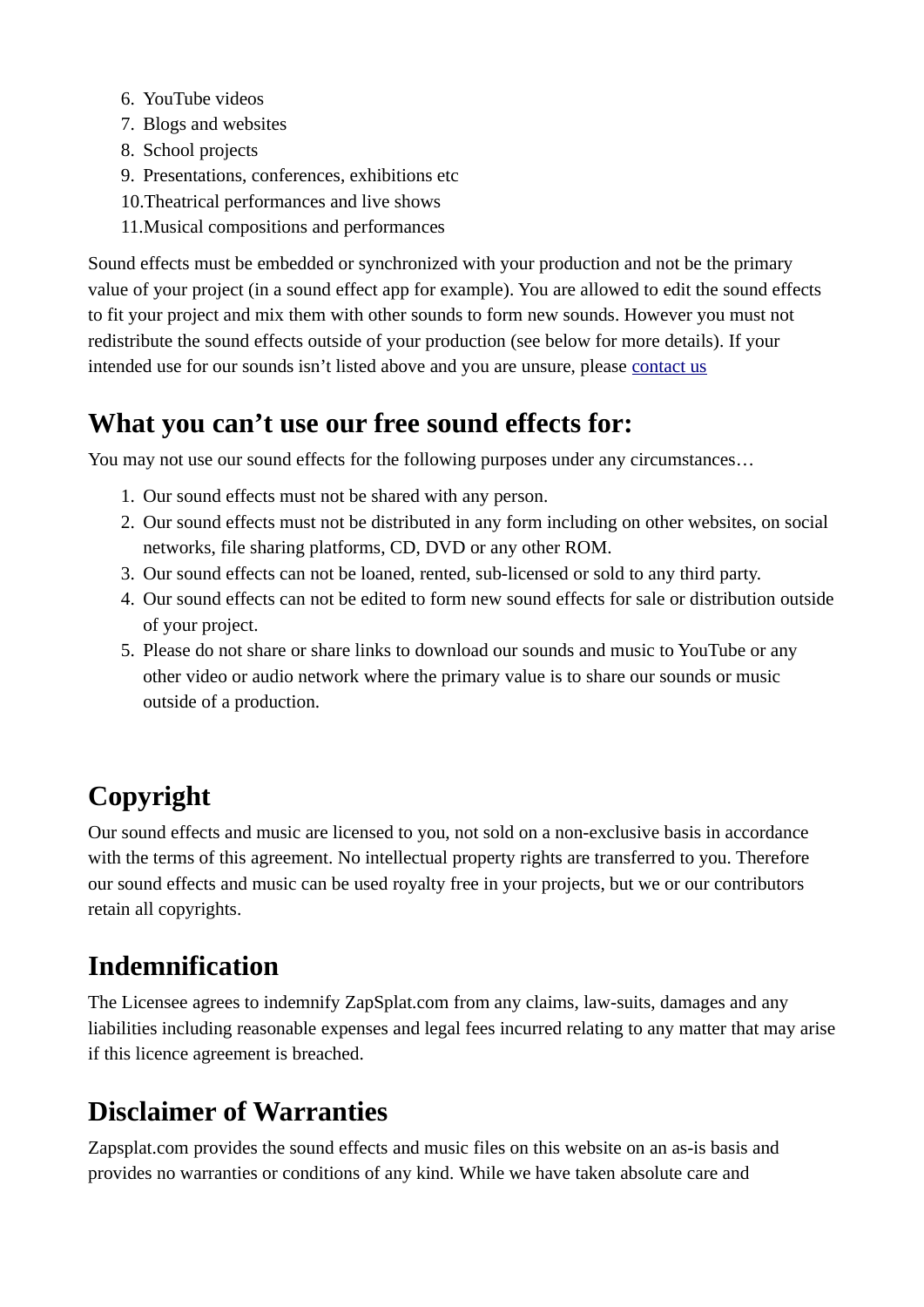6. YouTube videos
7. Blogs and websites
8. School projects
9. Presentations, conferences, exhibitions etc
10. Theatrical performances and live shows
11. Musical compositions and performances

Sound effects must be embedded or synchronized with your production and not be the primary value of your project (in a sound effect app for example). You are allowed to edit the sound effects to fit your project and mix them with other sounds to form new sounds. However you must not redistribute the sound effects outside of your production (see below for more details). If your intended use for our sounds isn't listed above and you are unsure, please [contact us]()

## What you can't use our free sound effects for:

You may not use our sound effects for the following purposes under any circumstances…

1. Our sound effects must not be shared with any person.
2. Our sound effects must not be distributed in any form including on other websites, on social networks, file sharing platforms, CD, DVD or any other ROM.
3. Our sound effects can not be loaned, rented, sub-licensed or sold to any third party.
4. Our sound effects can not be edited to form new sound effects for sale or distribution outside of your project.
5. Please do not share or share links to download our sounds and music to YouTube or any other video or audio network where the primary value is to share our sounds or music outside of a production.

## Copyright

Our sound effects and music are licensed to you, not sold on a non-exclusive basis in accordance with the terms of this agreement. No intellectual property rights are transferred to you. Therefore our sound effects and music can be used royalty free in your projects, but we or our contributors retain all copyrights.

## Indemnification

The Licensee agrees to indemnify ZapSplat.com from any claims, law-suits, damages and any liabilities including reasonable expenses and legal fees incurred relating to any matter that may arise if this licence agreement is breached.

## Disclaimer of Warranties

Zapsplat.com provides the sound effects and music files on this website on an as-is basis and provides no warranties or conditions of any kind. While we have taken absolute care and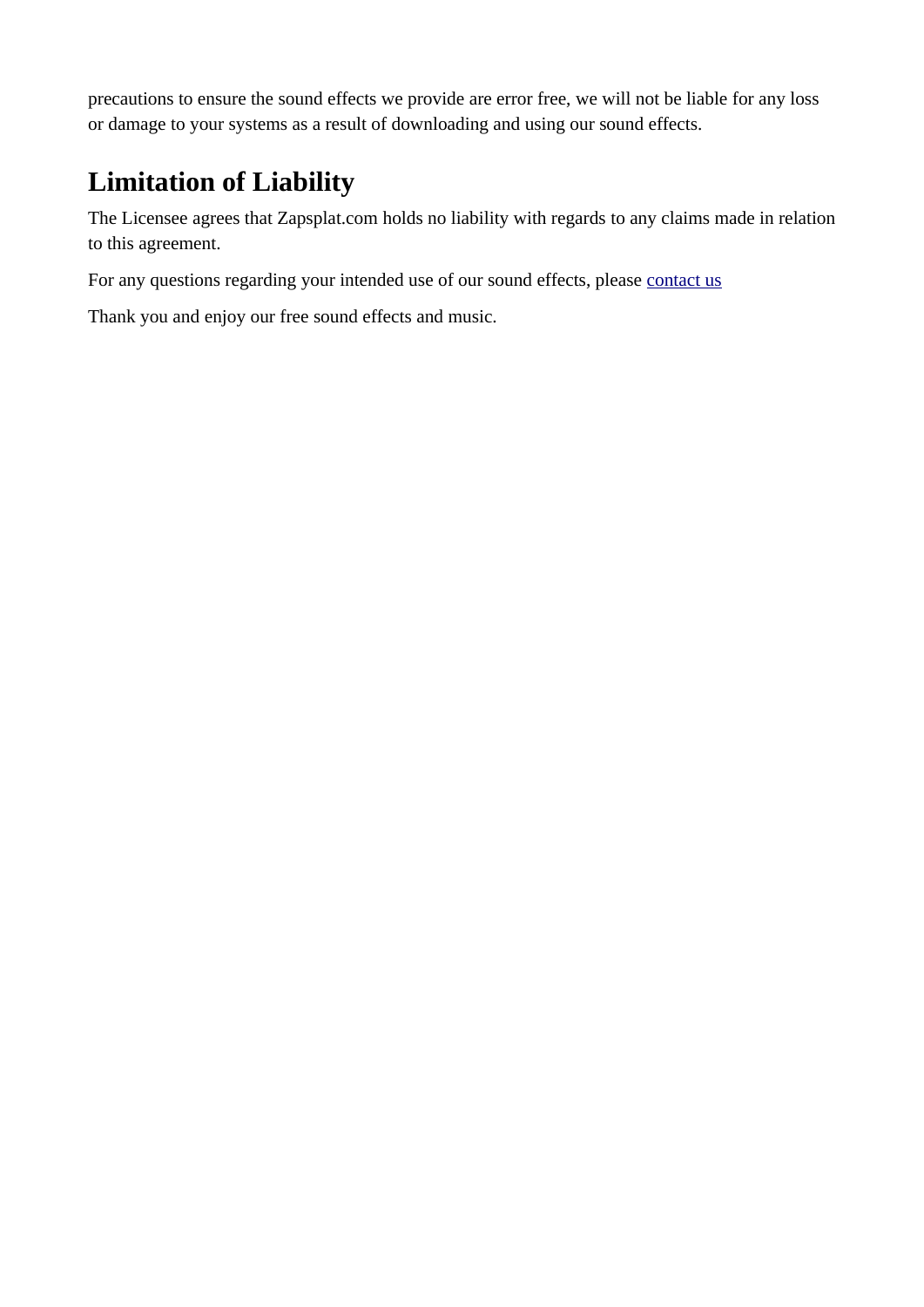precautions to ensure the sound effects we provide are error free, we will not be liable for any loss or damage to your systems as a result of downloading and using our sound effects.

## Limitation of Liability

The Licensee agrees that Zapsplat.com holds no liability with regards to any claims made in relation to this agreement.

For any questions regarding your intended use of our sound effects, please contact us

Thank you and enjoy our free sound effects and music.